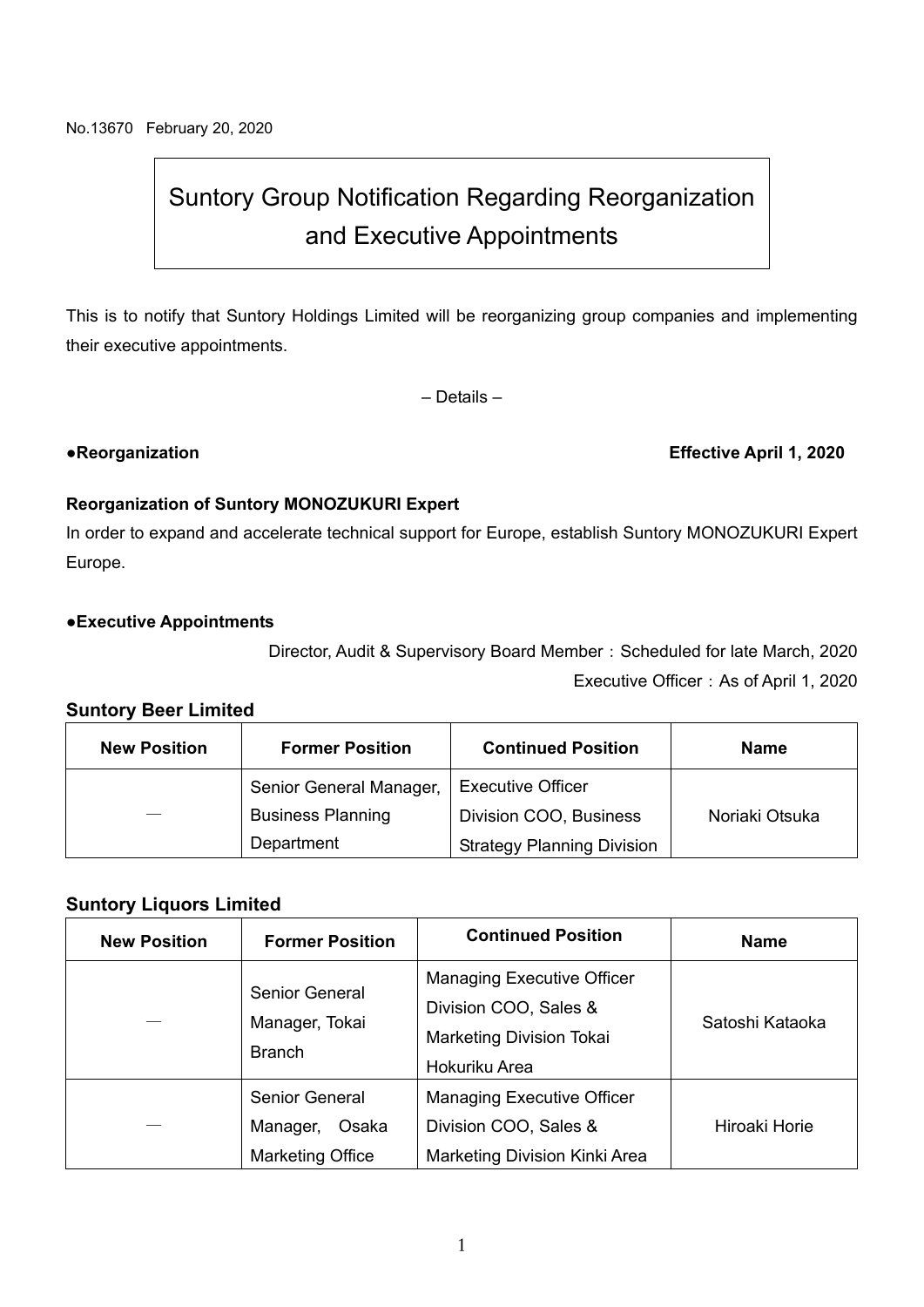No.13670 February 20, 2020

# Suntory Group Notification Regarding Reorganization and Executive Appointments

This is to notify that Suntory Holdings Limited will be reorganizing group companies and implementing their executive appointments.

– Details –

**●Reorganization** **Effective April 1, 2020**

**Reorganization of Suntory MONOZUKURI Expert**

In order to expand and accelerate technical support for Europe, establish Suntory MONOZUKURI Expert Europe.

**●Executive Appointments**

Director, Audit & Supervisory Board Member：Scheduled for late March, 2020

Executive Officer：As of April 1, 2020

### Suntory Beer Limited

| New Position | Former Position | Continued Position | Name |
|---|---|---|---|
| — | Senior General Manager, Business Planning Department | Executive Officer Division COO, Business Strategy Planning Division | Noriaki Otsuka |

### Suntory Liquors Limited

| New Position | Former Position | Continued Position | Name |
|---|---|---|---|
| — | Senior General Manager, Tokai Branch | Managing Executive Officer Division COO, Sales & Marketing Division Tokai Hokuriku Area | Satoshi Kataoka |
| — | Senior General Manager, Osaka Marketing Office | Managing Executive Officer Division COO, Sales & Marketing Division Kinki Area | Hiroaki Horie |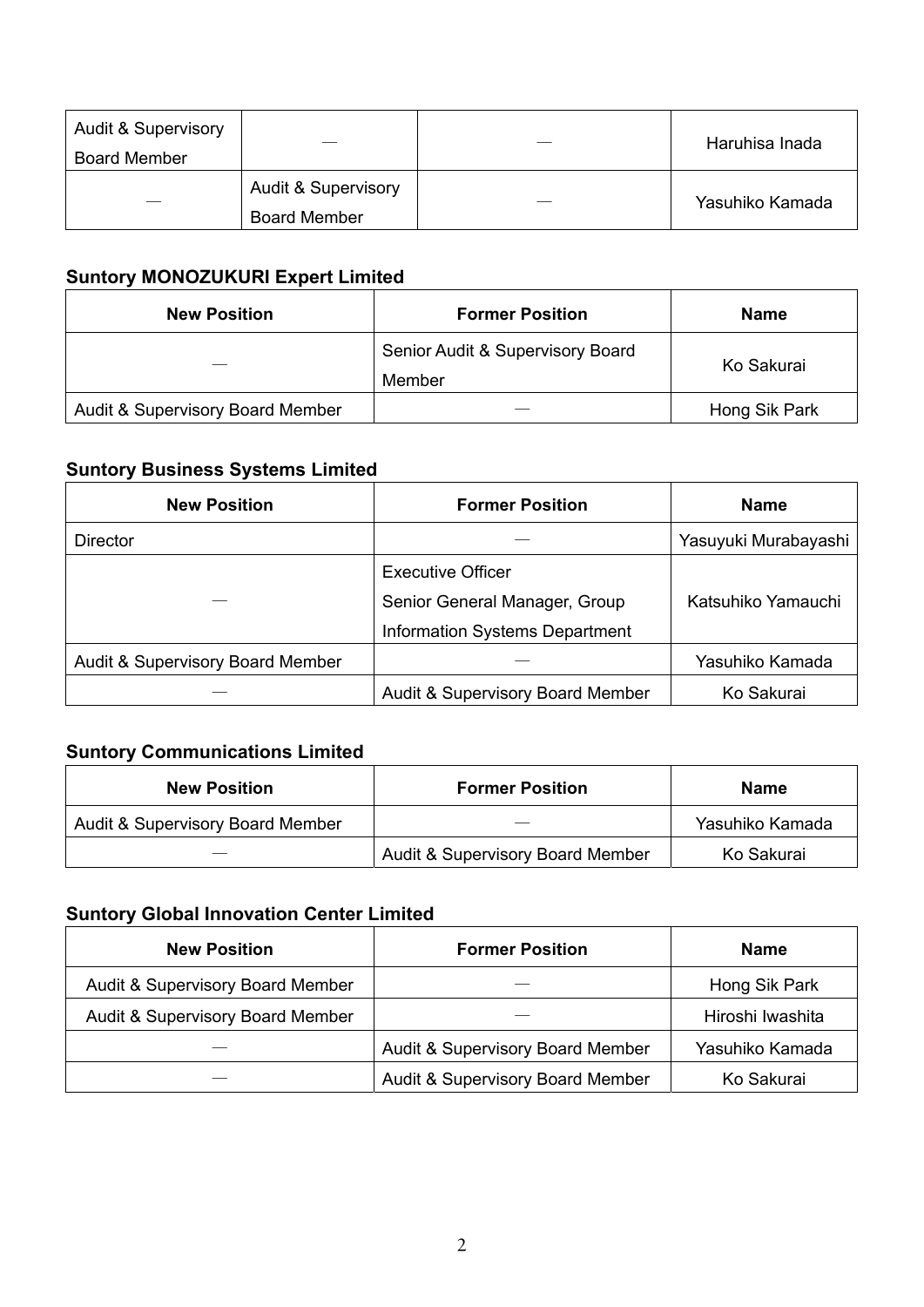| | | | |
|---|---|---|---|
| Audit & Supervisory Board Member | — | — | Haruhisa Inada |
| — | Audit & Supervisory Board Member | — | Yasuhiko Kamada |

### Suntory MONOZUKURI Expert Limited

| New Position | Former Position | Name |
|---|---|---|
| — | Senior Audit & Supervisory Board Member | Ko Sakurai |
| Audit & Supervisory Board Member | — | Hong Sik Park |

### Suntory Business Systems Limited

| New Position | Former Position | Name |
|---|---|---|
| Director | — | Yasuyuki Murabayashi |
| — | Executive Officer<br>Senior General Manager, Group Information Systems Department | Katsuhiko Yamauchi |
| Audit & Supervisory Board Member | — | Yasuhiko Kamada |
| — | Audit & Supervisory Board Member | Ko Sakurai |

### Suntory Communications Limited

| New Position | Former Position | Name |
|---|---|---|
| Audit & Supervisory Board Member | — | Yasuhiko Kamada |
| — | Audit & Supervisory Board Member | Ko Sakurai |

### Suntory Global Innovation Center Limited

| New Position | Former Position | Name |
|---|---|---|
| Audit & Supervisory Board Member | — | Hong Sik Park |
| Audit & Supervisory Board Member | — | Hiroshi Iwashita |
| — | Audit & Supervisory Board Member | Yasuhiko Kamada |
| — | Audit & Supervisory Board Member | Ko Sakurai |